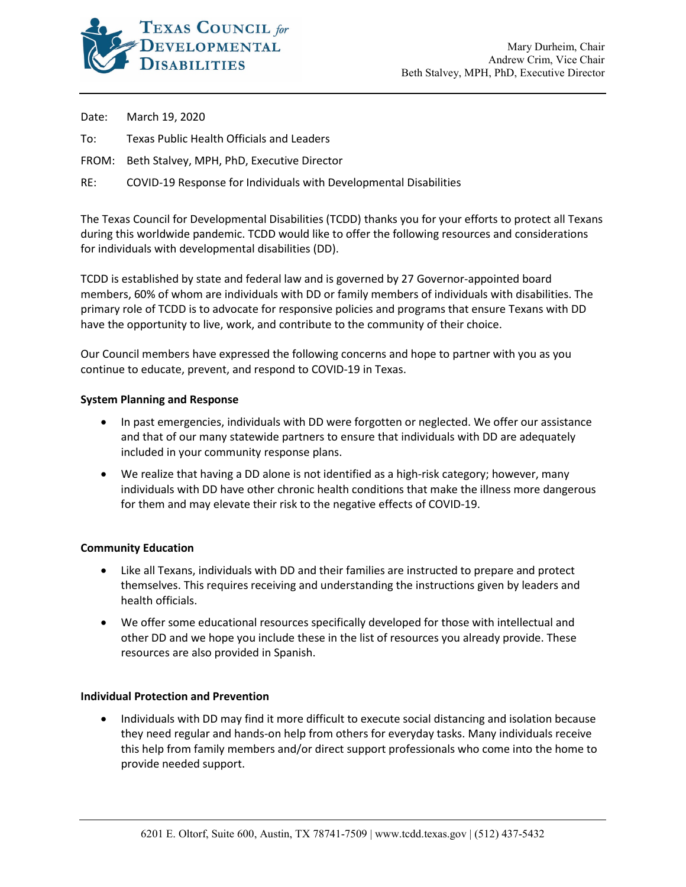# Texas Council for Developmental Disabilities

Mary Durheim, Chair
Andrew Crim, Vice Chair
Beth Stalvey, MPH, PhD, Executive Director

---

Date: March 19, 2020

To: Texas Public Health Officials and Leaders

FROM: Beth Stalvey, MPH, PhD, Executive Director

RE: COVID-19 Response for Individuals with Developmental Disabilities

The Texas Council for Developmental Disabilities (TCDD) thanks you for your efforts to protect all Texans during this worldwide pandemic. TCDD would like to offer the following resources and considerations for individuals with developmental disabilities (DD).

TCDD is established by state and federal law and is governed by 27 Governor-appointed board members, 60% of whom are individuals with DD or family members of individuals with disabilities. The primary role of TCDD is to advocate for responsive policies and programs that ensure Texans with DD have the opportunity to live, work, and contribute to the community of their choice.

Our Council members have expressed the following concerns and hope to partner with you as you continue to educate, prevent, and respond to COVID-19 in Texas.

**System Planning and Response**

- In past emergencies, individuals with DD were forgotten or neglected. We offer our assistance and that of our many statewide partners to ensure that individuals with DD are adequately included in your community response plans.
- We realize that having a DD alone is not identified as a high-risk category; however, many individuals with DD have other chronic health conditions that make the illness more dangerous for them and may elevate their risk to the negative effects of COVID-19.

**Community Education**

- Like all Texans, individuals with DD and their families are instructed to prepare and protect themselves. This requires receiving and understanding the instructions given by leaders and health officials.
- We offer some educational resources specifically developed for those with intellectual and other DD and we hope you include these in the list of resources you already provide. These resources are also provided in Spanish.

**Individual Protection and Prevention**

- Individuals with DD may find it more difficult to execute social distancing and isolation because they need regular and hands-on help from others for everyday tasks. Many individuals receive this help from family members and/or direct support professionals who come into the home to provide needed support.

6201 E. Oltorf, Suite 600, Austin, TX 78741-7509 | www.tcdd.texas.gov | (512) 437-5432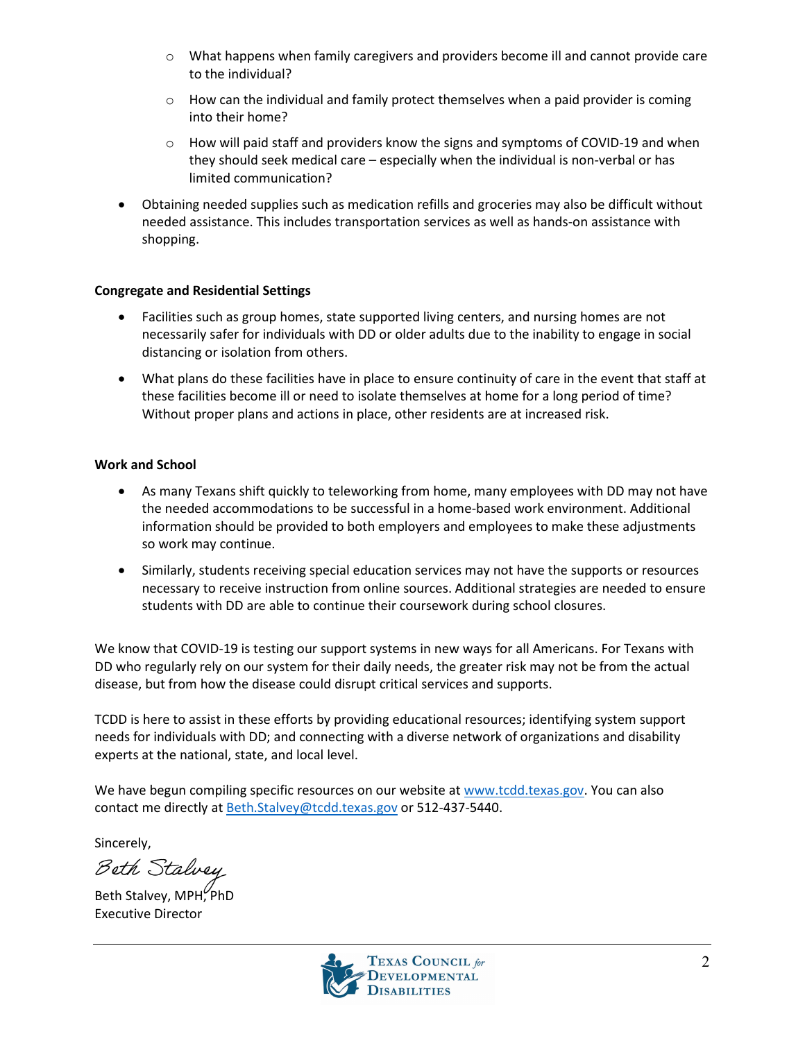- What happens when family caregivers and providers become ill and cannot provide care to the individual?
    - How can the individual and family protect themselves when a paid provider is coming into their home?
    - How will paid staff and providers know the signs and symptoms of COVID-19 and when they should seek medical care – especially when the individual is non-verbal or has limited communication?
- Obtaining needed supplies such as medication refills and groceries may also be difficult without needed assistance. This includes transportation services as well as hands-on assistance with shopping.

**Congregate and Residential Settings**

- Facilities such as group homes, state supported living centers, and nursing homes are not necessarily safer for individuals with DD or older adults due to the inability to engage in social distancing or isolation from others.
- What plans do these facilities have in place to ensure continuity of care in the event that staff at these facilities become ill or need to isolate themselves at home for a long period of time? Without proper plans and actions in place, other residents are at increased risk.

**Work and School**

- As many Texans shift quickly to teleworking from home, many employees with DD may not have the needed accommodations to be successful in a home-based work environment. Additional information should be provided to both employers and employees to make these adjustments so work may continue.
- Similarly, students receiving special education services may not have the supports or resources necessary to receive instruction from online sources. Additional strategies are needed to ensure students with DD are able to continue their coursework during school closures.

We know that COVID-19 is testing our support systems in new ways for all Americans. For Texans with DD who regularly rely on our system for their daily needs, the greater risk may not be from the actual disease, but from how the disease could disrupt critical services and supports.

TCDD is here to assist in these efforts by providing educational resources; identifying system support needs for individuals with DD; and connecting with a diverse network of organizations and disability experts at the national, state, and local level.

We have begun compiling specific resources on our website at www.tcdd.texas.gov. You can also contact me directly at Beth.Stalvey@tcdd.texas.gov or 512-437-5440.

Sincerely,

Beth Stalvey

Beth Stalvey, MPH, PhD
Executive Director

Texas Council for Developmental Disabilities